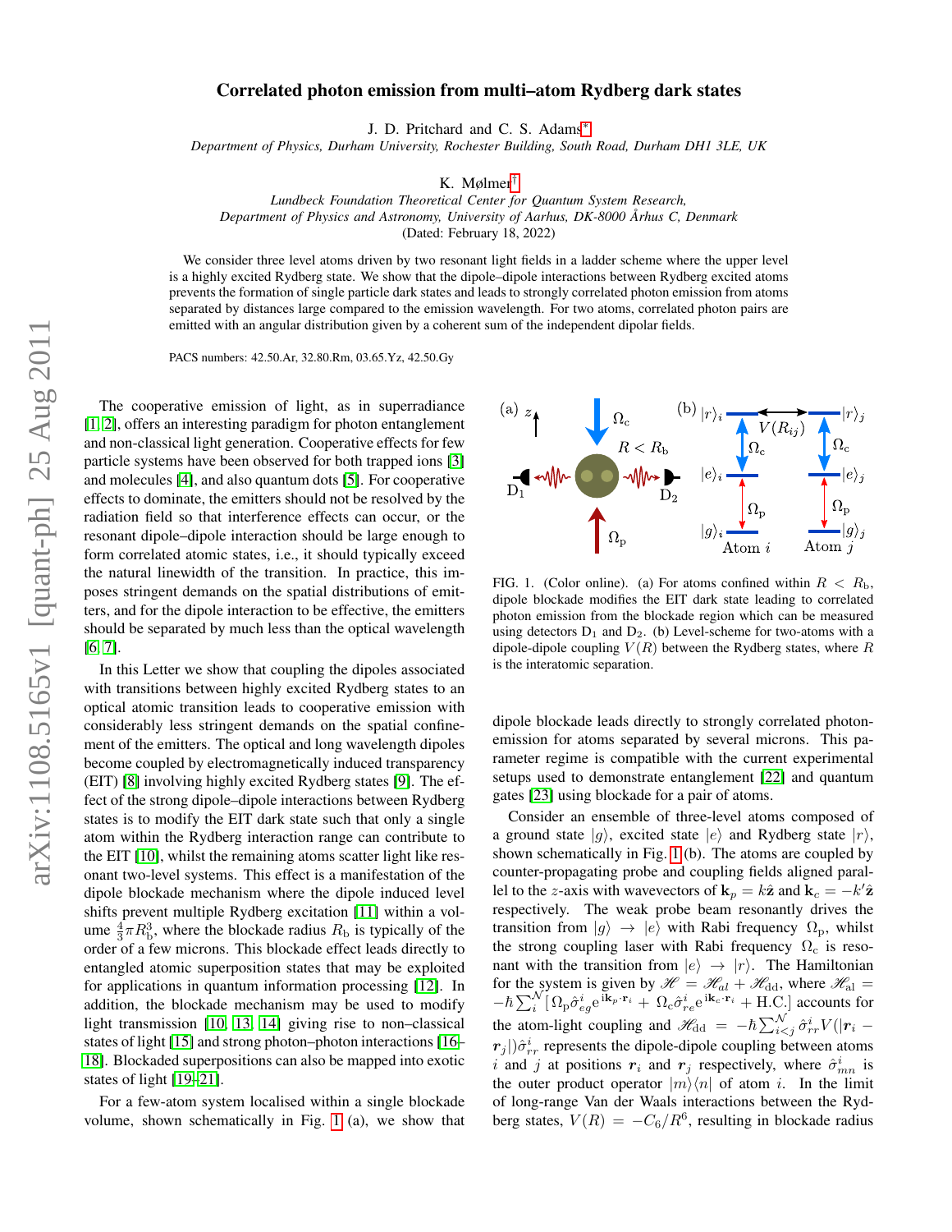# Correlated photon emission from multi–atom Rydberg dark states

J. D. Pritchard and C. S. Adams[*]
*Department of Physics, Durham University, Rochester Building, South Road, Durham DH1 3LE, UK*

K. Mølmer[†]
*Lundbeck Foundation Theoretical Center for Quantum System Research,*
*Department of Physics and Astronomy, University of Aarhus, DK-8000 Århus C, Denmark*
(Dated: February 18, 2022)

We consider three level atoms driven by two resonant light fields in a ladder scheme where the upper level is a highly excited Rydberg state. We show that the dipole–dipole interactions between Rydberg excited atoms prevents the formation of single particle dark states and leads to strongly correlated photon emission from atoms separated by distances large compared to the emission wavelength. For two atoms, correlated photon pairs are emitted with an angular distribution given by a coherent sum of the independent dipolar fields.

PACS numbers: 42.50.Ar, 32.80.Rm, 03.65.Yz, 42.50.Gy

The cooperative emission of light, as in superradiance [1, 2], offers an interesting paradigm for photon entanglement and non-classical light generation. Cooperative effects for few particle systems have been observed for both trapped ions [3] and molecules [4], and also quantum dots [5]. For cooperative effects to dominate, the emitters should not be resolved by the radiation field so that interference effects can occur, or the resonant dipole–dipole interaction should be large enough to form correlated atomic states, i.e., it should typically exceed the natural linewidth of the transition. In practice, this imposes stringent demands on the spatial distributions of emitters, and for the dipole interaction to be effective, the emitters should be separated by much less than the optical wavelength [6, 7].

In this Letter we show that coupling the dipoles associated with transitions between highly excited Rydberg states to an optical atomic transition leads to cooperative emission with considerably less stringent demands on the spatial confinement of the emitters. The optical and long wavelength dipoles become coupled by electromagnetically induced transparency (EIT) [8] involving highly excited Rydberg states [9]. The effect of the strong dipole–dipole interactions between Rydberg states is to modify the EIT dark state such that only a single atom within the Rydberg interaction range can contribute to the EIT [10], whilst the remaining atoms scatter light like resonant two-level systems. This effect is a manifestation of the dipole blockade mechanism where the dipole induced level shifts prevent multiple Rydberg excitation [11] within a volume $\frac{4}{3}\pi R_\mathrm{b}^3$, where the blockade radius $R_\mathrm{b}$ is typically of the order of a few microns. This blockade effect leads directly to entangled atomic superposition states that may be exploited for applications in quantum information processing [12]. In addition, the blockade mechanism may be used to modify light transmission [10, 13, 14] giving rise to non-classical states of light [15] and strong photon–photon interactions [16–18]. Blockaded superpositions can also be mapped into exotic states of light [19–21].

For a few-atom system localised within a single blockade volume, shown schematically in Fig. 1 (a), we show that dipole blockade leads directly to strongly correlated photon-emission for atoms separated by several microns. This parameter regime is compatible with the current experimental setups used to demonstrate entanglement [22] and quantum gates [23] using blockade for a pair of atoms.

FIG. 1. (Color online). (a) For atoms confined within $R < R_\mathrm{b}$, dipole blockade modifies the EIT dark state leading to correlated photon emission from the blockade region which can be measured using detectors $\mathrm{D}_1$ and $\mathrm{D}_2$. (b) Level-scheme for two-atoms with a dipole-dipole coupling $V(R)$ between the Rydberg states, where $R$ is the interatomic separation.

Consider an ensemble of three-level atoms composed of a ground state $|g\rangle$, excited state $|e\rangle$ and Rydberg state $|r\rangle$, shown schematically in Fig. 1 (b). The atoms are coupled by counter-propagating probe and coupling fields aligned parallel to the $z$-axis with wavevectors of $\mathbf{k}_p = k\hat{\mathbf{z}}$ and $\mathbf{k}_c = -k'\hat{\mathbf{z}}$ respectively. The weak probe beam resonantly drives the transition from $|g\rangle \rightarrow |e\rangle$ with Rabi frequency $\Omega_\mathrm{p}$, whilst the strong coupling laser with Rabi frequency $\Omega_\mathrm{c}$ is resonant with the transition from $|e\rangle \rightarrow |r\rangle$. The Hamiltonian for the system is given by $\mathscr{H} = \mathscr{H}_{al} + \mathscr{H}_\mathrm{dd}$, where $\mathscr{H}_\mathrm{al} = -\hbar\sum_i^\mathcal{N}[\Omega_\mathrm{p}\hat{\sigma}_{eg}^i\mathrm{e}^{\mathrm{i}\mathbf{k}_p\cdot\mathbf{r}_i} + \Omega_\mathrm{c}\hat{\sigma}_{re}^i\mathrm{e}^{\mathrm{i}\mathbf{k}_c\cdot\mathbf{r}_i} + \mathrm{H.C.}]$ accounts for the atom-light coupling and $\mathscr{H}_\mathrm{dd} = -\hbar\sum_{i<j}^\mathcal{N}\hat{\sigma}_{rr}^i V(|\boldsymbol{r}_i - \boldsymbol{r}_j|)\hat{\sigma}_{rr}^i$ represents the dipole-dipole coupling between atoms $i$ and $j$ at positions $\boldsymbol{r}_i$ and $\boldsymbol{r}_j$ respectively, where $\hat{\sigma}_{mn}^i$ is the outer product operator $|m\rangle\langle n|$ of atom $i$. In the limit of long-range Van der Waals interactions between the Rydberg states, $V(R) = -C_6/R^6$, resulting in blockade radius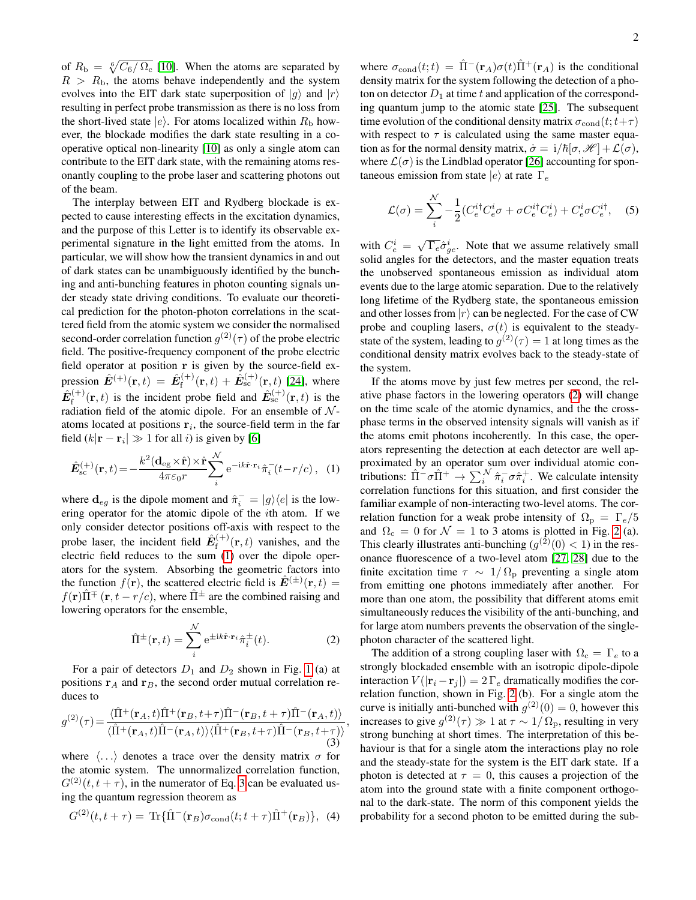of $R_{\rm b} = \sqrt[6]{C_6/\Omega_{\rm c}}$ [10]. When the atoms are separated by $R > R_{\rm b}$, the atoms behave independently and the system evolves into the EIT dark state superposition of $|g\rangle$ and $|r\rangle$ resulting in perfect probe transmission as there is no loss from the short-lived state $|e\rangle$. For atoms localized within $R_{\rm b}$ however, the blockade modifies the dark state resulting in a co-operative optical non-linearity [10] as only a single atom can contribute to the EIT dark state, with the remaining atoms resonantly coupling to the probe laser and scattering photons out of the beam.

The interplay between EIT and Rydberg blockade is expected to cause interesting effects in the excitation dynamics, and the purpose of this Letter is to identify its observable experimental signature in the light emitted from the atoms. In particular, we will show how the transient dynamics in and out of dark states can be unambiguously identified by the bunching and anti-bunching features in photon counting signals under steady state driving conditions. To evaluate our theoretical prediction for the photon-photon correlations in the scattered field from the atomic system we consider the normalised second-order correlation function $g^{(2)}(\tau)$ of the probe electric field. The positive-frequency component of the probe electric field operator at position $\mathbf{r}$ is given by the source-field expression $\hat{\boldsymbol{E}}^{(+)}(\mathbf{r},t) = \hat{\boldsymbol{E}}_{\rm f}^{(+)}(\mathbf{r},t) + \hat{\boldsymbol{E}}_{\rm sc}^{(+)}(\mathbf{r},t)$ [24], where $\hat{\boldsymbol{E}}_{\rm f}^{(+)}(\mathbf{r},t)$ is the incident probe field and $\hat{\boldsymbol{E}}_{\rm sc}^{(+)}(\mathbf{r},t)$ is the radiation field of the atomic dipole. For an ensemble of $\mathcal{N}$-atoms located at positions $\mathbf{r}_i$, the source-field term in the far field ($k|\mathbf{r}-\mathbf{r}_i| \gg 1$ for all $i$) is given by [6]

$$\hat{\boldsymbol{E}}_{\rm sc}^{(+)}(\mathbf{r},t) = -\frac{k^2(\mathbf{d}_{\rm eg}\times\hat{\mathbf{r}})\times\hat{\mathbf{r}}}{4\pi\varepsilon_0 r}\sum_i^{\mathcal{N}} {\rm e}^{-{\rm i}k\hat{\mathbf{r}}\cdot\mathbf{r}_i}\hat{\pi}_i^{-}(t-r/c)\,, \quad (1)$$

where $\mathbf{d}_{eg}$ is the dipole moment and $\hat{\pi}_i^- = |g\rangle\langle e|$ is the lowering operator for the atomic dipole of the $i$th atom. If we only consider detector positions off-axis with respect to the probe laser, the incident field $\hat{\boldsymbol{E}}_{\rm f}^{(+)}(\mathbf{r},t)$ vanishes, and the electric field reduces to the sum (1) over the dipole operators for the system. Absorbing the geometric factors into the function $f(\mathbf{r})$, the scattered electric field is $\hat{\boldsymbol{E}}^{(\pm)}(\mathbf{r},t) = f(\mathbf{r})\hat{\Pi}^{\mp}(\mathbf{r},t-r/c)$, where $\hat{\Pi}^{\pm}$ are the combined raising and lowering operators for the ensemble,

$$\hat{\Pi}^{\pm}(\mathbf{r},t) = \sum_i^{\mathcal{N}} {\rm e}^{\pm{\rm i}k\hat{\mathbf{r}}\cdot\mathbf{r}_i}\hat{\pi}_i^{\pm}(t). \quad (2)$$

For a pair of detectors $D_1$ and $D_2$ shown in Fig. 1(a) at positions $\mathbf{r}_A$ and $\mathbf{r}_B$, the second order mutual correlation reduces to

$$g^{(2)}(\tau) = \frac{\langle\hat{\Pi}^+(\mathbf{r}_A,t)\hat{\Pi}^+(\mathbf{r}_B,t+\tau)\hat{\Pi}^-(\mathbf{r}_B,t+\tau)\hat{\Pi}^-(\mathbf{r}_A,t)\rangle}{\langle\hat{\Pi}^+(\mathbf{r}_A,t)\hat{\Pi}^-(\mathbf{r}_A,t)\rangle\langle\hat{\Pi}^+(\mathbf{r}_B,t+\tau)\hat{\Pi}^-(\mathbf{r}_B,t+\tau)\rangle}, \quad (3)$$

where $\langle\ldots\rangle$ denotes a trace over the density matrix $\sigma$ for the atomic system. The unnormalized correlation function, $G^{(2)}(t,t+\tau)$, in the numerator of Eq. 3 can be evaluated using the quantum regression theorem as

$$G^{(2)}(t,t+\tau) = {\rm Tr}\{\hat{\Pi}^-(\mathbf{r}_B)\sigma_{\rm cond}(t;t+\tau)\hat{\Pi}^+(\mathbf{r}_B)\}, \quad (4)$$

where $\sigma_{\rm cond}(t;t) = \hat{\Pi}^-(\mathbf{r}_A)\sigma(t)\hat{\Pi}^+(\mathbf{r}_A)$ is the conditional density matrix for the system following the detection of a photon on detector $D_1$ at time $t$ and application of the corresponding quantum jump to the atomic state [25]. The subsequent time evolution of the conditional density matrix $\sigma_{\rm cond}(t;t+\tau)$ with respect to $\tau$ is calculated using the same master equation as for the normal density matrix, $\dot{\sigma} = {\rm i}/\hbar[\sigma,\mathscr{H}] + \mathcal{L}(\sigma)$, where $\mathcal{L}(\sigma)$ is the Lindblad operator [26] accounting for spontaneous emission from state $|e\rangle$ at rate $\Gamma_e$

$$\mathcal{L}(\sigma) = \sum_i^{\mathcal{N}} -\frac{1}{2}(C_e^{i\dagger}C_e^i\sigma + \sigma C_e^{i\dagger}C_e^i) + C_e^i\sigma C_e^{i\dagger}, \quad (5)$$

with $C_e^i = \sqrt{\Gamma_e}\hat{\sigma}_{ge}^i$. Note that we assume relatively small solid angles for the detectors, and the master equation treats the unobserved spontaneous emission as individual atom events due to the large atomic separation. Due to the relatively long lifetime of the Rydberg state, the spontaneous emission and other losses from $|r\rangle$ can be neglected. For the case of CW probe and coupling lasers, $\sigma(t)$ is equivalent to the steady-state of the system, leading to $g^{(2)}(\tau) = 1$ at long times as the conditional density matrix evolves back to the steady-state of the system.

If the atoms move by just few metres per second, the relative phase factors in the lowering operators (2) will change on the time scale of the atomic dynamics, and the the cross-phase terms in the observed intensity signals will vanish as if the atoms emit photons incoherently. In this case, the operators representing the detection at each detector are well approximated by an operator sum over individual atomic contributions: $\hat{\Pi}^-\sigma\hat{\Pi}^+ \rightarrow \sum_i^{\mathcal{N}}\hat{\pi}_i^-\sigma\hat{\pi}_i^+$. We calculate intensity correlation functions for this situation, and first consider the familiar example of non-interacting two-level atoms. The correlation function for a weak probe intensity of $\Omega_{\rm p} = \Gamma_e/5$ and $\Omega_{\rm c} = 0$ for $\mathcal{N} = 1$ to 3 atoms is plotted in Fig. 2(a). This clearly illustrates anti-bunching ($g^{(2)}(0) < 1$) in the resonance fluorescence of a two-level atom [27, 28] due to the finite excitation time $\tau \sim 1/\Omega_{\rm p}$ preventing a single atom from emitting one photons immediately after another. For more than one atom, the possibility that different atoms emit simultaneously reduces the visibility of the anti-bunching, and for large atom numbers prevents the observation of the single-photon character of the scattered light.

The addition of a strong coupling laser with $\Omega_{\rm c} = \Gamma_e$ to a strongly blockaded ensemble with an isotropic dipole-dipole interaction $V(|\mathbf{r}_i - \mathbf{r}_j|) = 2\,\Gamma_e$ dramatically modifies the correlation function, shown in Fig. 2(b). For a single atom the curve is initially anti-bunched with $g^{(2)}(0) = 0$, however this increases to give $g^{(2)}(\tau) \gg 1$ at $\tau \sim 1/\Omega_{\rm p}$, resulting in very strong bunching at short times. The interpretation of this behaviour is that for a single atom the interactions play no role and the steady-state for the system is the EIT dark state. If a photon is detected at $\tau = 0$, this causes a projection of the atom into the ground state with a finite component orthogonal to the dark-state. The norm of this component yields the probability for a second photon to be emitted during the sub-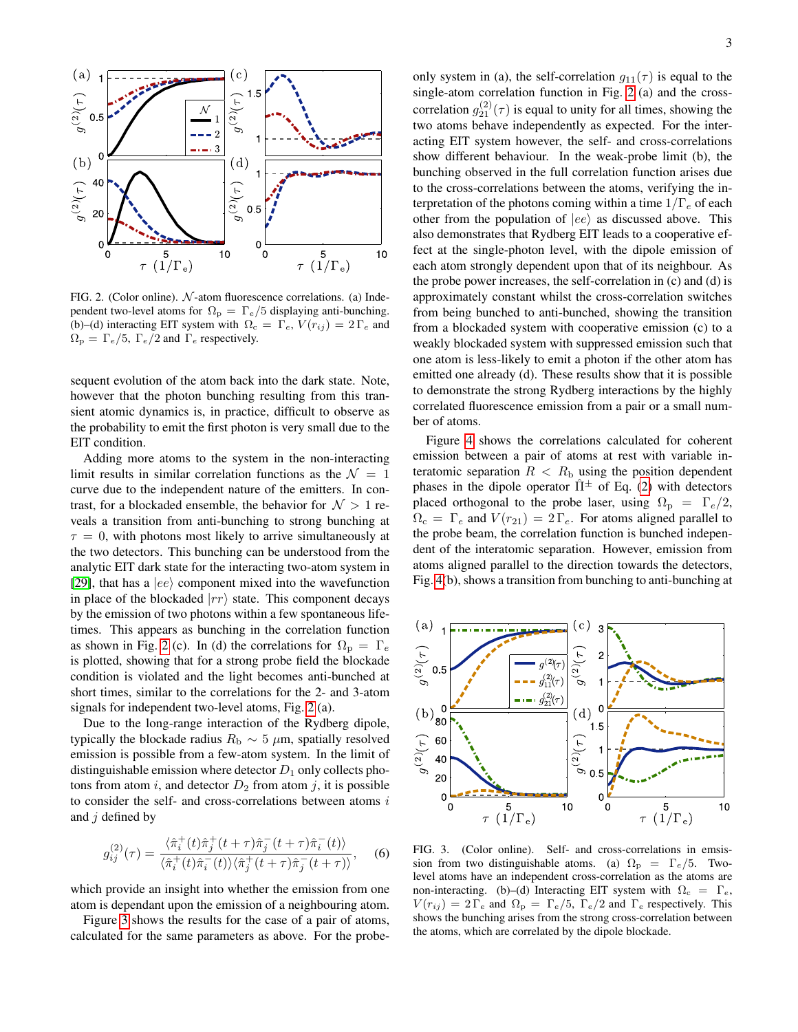FIG. 2. (Color online). $\mathcal{N}$-atom fluorescence correlations. (a) Independent two-level atoms for $\Omega_\mathrm{p} = \Gamma_e/5$ displaying anti-bunching. (b)–(d) interacting EIT system with $\Omega_\mathrm{c} = \Gamma_e$, $V(r_{ij}) = 2\Gamma_e$ and $\Omega_\mathrm{p} = \Gamma_e/5$, $\Gamma_e/2$ and $\Gamma_e$ respectively.

sequent evolution of the atom back into the dark state. Note, however that the photon bunching resulting from this transient atomic dynamics is, in practice, difficult to observe as the probability to emit the first photon is very small due to the EIT condition.

Adding more atoms to the system in the non-interacting limit results in similar correlation functions as the $\mathcal{N} = 1$ curve due to the independent nature of the emitters. In contrast, for a blockaded ensemble, the behavior for $\mathcal{N} > 1$ reveals a transition from anti-bunching to strong bunching at $\tau = 0$, with photons most likely to arrive simultaneously at the two detectors. This bunching can be understood from the analytic EIT dark state for the interacting two-atom system in [29], that has a $|ee\rangle$ component mixed into the wavefunction in place of the blockaded $|rr\rangle$ state. This component decays by the emission of two photons within a few spontaneous lifetimes. This appears as bunching in the correlation function as shown in Fig. 2 (c). In (d) the correlations for $\Omega_\mathrm{p} = \Gamma_e$ is plotted, showing that for a strong probe field the blockade condition is violated and the light becomes anti-bunched at short times, similar to the correlations for the 2- and 3-atom signals for independent two-level atoms, Fig. 2 (a).

Due to the long-range interaction of the Rydberg dipole, typically the blockade radius $R_\mathrm{b} \sim 5~\mu$m, spatially resolved emission is possible from a few-atom system. In the limit of distinguishable emission where detector $D_1$ only collects photons from atom $i$, and detector $D_2$ from atom $j$, it is possible to consider the self- and cross-correlations between atoms $i$ and $j$ defined by

$$g^{(2)}_{ij}(\tau) = \frac{\langle \hat{\pi}^+_i(t)\hat{\pi}^+_j(t+\tau)\hat{\pi}^-_j(t+\tau)\hat{\pi}^-_i(t)\rangle}{\langle \hat{\pi}^+_i(t)\hat{\pi}^-_i(t)\rangle\langle \hat{\pi}^+_j(t+\tau)\hat{\pi}^-_j(t+\tau)\rangle}, \quad (6)$$

which provide an insight into whether the emission from one atom is dependant upon the emission of a neighbouring atom.

Figure 3 shows the results for the case of a pair of atoms, calculated for the same parameters as above. For the probe-only system in (a), the self-correlation $g_{11}(\tau)$ is equal to the single-atom correlation function in Fig. 2 (a) and the cross-correlation $g^{(2)}_{21}(\tau)$ is equal to unity for all times, showing the two atoms behave independently as expected. For the interacting EIT system however, the self- and cross-correlations show different behaviour. In the weak-probe limit (b), the bunching observed in the full correlation function arises due to the cross-correlations between the atoms, verifying the interpretation of the photons coming within a time $1/\Gamma_e$ of each other from the population of $|ee\rangle$ as discussed above. This also demonstrates that Rydberg EIT leads to a cooperative effect at the single-photon level, with the dipole emission of each atom strongly dependent upon that of its neighbour. As the probe power increases, the self-correlation in (c) and (d) is approximately constant whilst the cross-correlation switches from being bunched to anti-bunched, showing the transition from a blockaded system with cooperative emission (c) to a weakly blockaded system with suppressed emission such that one atom is less-likely to emit a photon if the other atom has emitted one already (d). These results show that it is possible to demonstrate the strong Rydberg interactions by the highly correlated fluorescence emission from a pair or a small number of atoms.

Figure 4 shows the correlations calculated for coherent emission between a pair of atoms at rest with variable interatomic separation $R < R_\mathrm{b}$ using the position dependent phases in the dipole operator $\hat{\Pi}^\pm$ of Eq. (2) with detectors placed orthogonal to the probe laser, using $\Omega_\mathrm{p} = \Gamma_e/2$, $\Omega_\mathrm{c} = \Gamma_e$ and $V(r_{21}) = 2\Gamma_e$. For atoms aligned parallel to the probe beam, the correlation function is bunched independent of the interatomic separation. However, emission from atoms aligned parallel to the direction towards the detectors, Fig. 4(b), shows a transition from bunching to anti-bunching at

FIG. 3. (Color online). Self- and cross-correlations in emission from two distinguishable atoms. (a) $\Omega_\mathrm{p} = \Gamma_e/5$. Two-level atoms have an independent cross-correlation as the atoms are non-interacting. (b)–(d) Interacting EIT system with $\Omega_\mathrm{c} = \Gamma_e$, $V(r_{ij}) = 2\Gamma_e$ and $\Omega_\mathrm{p} = \Gamma_e/5$, $\Gamma_e/2$ and $\Gamma_e$ respectively. This shows the bunching arises from the strong cross-correlation between the atoms, which are correlated by the dipole blockade.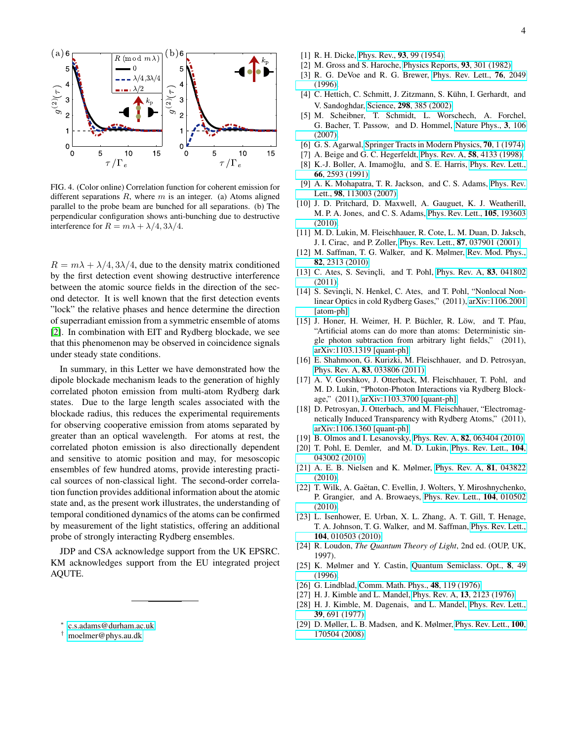(a) 6 5 4 3 2 1 0 $g^{(2)}(\tau)$ 0 5 10 15 $\tau/\Gamma_e$

$R \pmod{m\lambda}$
0
$\lambda/4, 3\lambda/4$
$\lambda/2$

$k_\mathrm{p}$

(b) 6 5 4 3 2 1 0 $g^{(2)}(\tau)$ 0 5 10 15 $\tau/\Gamma_e$

$k_\mathrm{p}$

FIG. 4. (Color online) Correlation function for coherent emission for different separations $R$, where $m$ is an integer. (a) Atoms aligned parallel to the probe beam are bunched for all separations. (b) The perpendicular configuration shows anti-bunching due to destructive interference for $R = m\lambda + \lambda/4, 3\lambda/4$.

$R = m\lambda + \lambda/4, 3\lambda/4$, due to the density matrix conditioned by the first detection event showing destructive interference between the atomic source fields in the direction of the second detector. It is well known that the first detection events "lock" the relative phases and hence determine the direction of superradiant emission from a symmetric ensemble of atoms [2]. In combination with EIT and Rydberg blockade, we see that this phenomenon may be observed in coincidence signals under steady state conditions.

In summary, in this Letter we have demonstrated how the dipole blockade mechanism leads to the generation of highly correlated photon emission from multi-atom Rydberg dark states. Due to the large length scales associated with the blockade radius, this reduces the experimental requirements for observing cooperative emission from atoms separated by greater than an optical wavelength. For atoms at rest, the correlated photon emission is also directionally dependent and sensitive to atomic position and may, for mesoscopic ensembles of few hundred atoms, provide interesting practical sources of non-classical light. The second-order correlation function provides additional information about the atomic state and, as the present work illustrates, the understanding of temporal conditioned dynamics of the atoms can be confirmed by measurement of the light statistics, offering an additional probe of strongly interacting Rydberg ensembles.

JDP and CSA acknowledge support from the UK EPSRC. KM acknowledges support from the EU integrated project AQUTE.

---

* c.s.adams@durham.ac.uk
† moelmer@phys.au.dk

[1] R. H. Dicke, Phys. Rev., **93**, 99 (1954).
[2] M. Gross and S. Haroche, Physics Reports, **93**, 301 (1982).
[3] R. G. DeVoe and R. G. Brewer, Phys. Rev. Lett., **76**, 2049 (1996).
[4] C. Hettich, C. Schmitt, J. Zitzmann, S. Kühn, I. Gerhardt, and V. Sandoghdar, Science, **298**, 385 (2002).
[5] M. Scheibner, T. Schmidt, L. Worschech, A. Forchel, G. Bacher, T. Passow, and D. Hommel, Nature Phys., **3**, 106 (2007).
[6] G. S. Agarwal, Springer Tracts in Modern Physics, **70**, 1 (1974).
[7] A. Beige and G. C. Hegerfeldt, Phys. Rev. A, **58**, 4133 (1998).
[8] K.-J. Boller, A. Imamoğlu, and S. E. Harris, Phys. Rev. Lett., **66**, 2593 (1991).
[9] A. K. Mohapatra, T. R. Jackson, and C. S. Adams, Phys. Rev. Lett., **98**, 113003 (2007).
[10] J. D. Pritchard, D. Maxwell, A. Gauguet, K. J. Weatherill, M. P. A. Jones, and C. S. Adams, Phys. Rev. Lett., **105**, 193603 (2010).
[11] M. D. Lukin, M. Fleischhauer, R. Cote, L. M. Duan, D. Jaksch, J. I. Cirac, and P. Zoller, Phys. Rev. Lett., **87**, 037901 (2001).
[12] M. Saffman, T. G. Walker, and K. Mølmer, Rev. Mod. Phys., **82**, 2313 (2010).
[13] C. Ates, S. Sevinçli, and T. Pohl, Phys. Rev. A, **83**, 041802 (2011).
[14] S. Sevinçli, N. Henkel, C. Ates, and T. Pohl, "Nonlocal Nonlinear Optics in cold Rydberg Gases," (2011), arXiv:1106.2001 [atom-ph].
[15] J. Honer, H. Weimer, H. P. Büchler, R. Löw, and T. Pfau, "Artificial atoms can do more than atoms: Deterministic single photon subtraction from arbitrary light fields," (2011), arXiv:1103.1319 [quant-ph].
[16] E. Shahmoon, G. Kurizki, M. Fleischhauer, and D. Petrosyan, Phys. Rev. A, **83**, 033806 (2011).
[17] A. V. Gorshkov, J. Otterback, M. Fleischhauer, T. Pohl, and M. D. Lukin, "Photon-Photon Interactions via Rydberg Blockage," (2011), arXiv:1103.3700 [quant-ph].
[18] D. Petrosyan, J. Otterbach, and M. Fleischhauer, "Electromagnetically Induced Transparency with Rydberg Atoms," (2011), arXiv:1106.1360 [quant-ph].
[19] B. Olmos and I. Lesanovsky, Phys. Rev. A, **82**, 063404 (2010).
[20] T. Pohl, E. Demler, and M. D. Lukin, Phys. Rev. Lett., **104**, 043002 (2010).
[21] A. E. B. Nielsen and K. Mølmer, Phys. Rev. A, **81**, 043822 (2010).
[22] T. Wilk, A. Gaëtan, C. Evellin, J. Wolters, Y. Miroshnychenko, P. Grangier, and A. Browaeys, Phys. Rev. Lett., **104**, 010502 (2010).
[23] L. Isenhower, E. Urban, X. L. Zhang, A. T. Gill, T. Henage, T. A. Johnson, T. G. Walker, and M. Saffman, Phys. Rev. Lett., **104**, 010503 (2010).
[24] R. Loudon, *The Quantum Theory of Light*, 2nd ed. (OUP, UK, 1997).
[25] K. Mølmer and Y. Castin, Quantum Semiclass. Opt., **8**, 49 (1996).
[26] G. Lindblad, Comm. Math. Phys., **48**, 119 (1976).
[27] H. J. Kimble and L. Mandel, Phys. Rev. A, **13**, 2123 (1976).
[28] H. J. Kimble, M. Dagenais, and L. Mandel, Phys. Rev. Lett., **39**, 691 (1977).
[29] D. Møller, L. B. Madsen, and K. Mølmer, Phys. Rev. Lett., **100**, 170504 (2008).